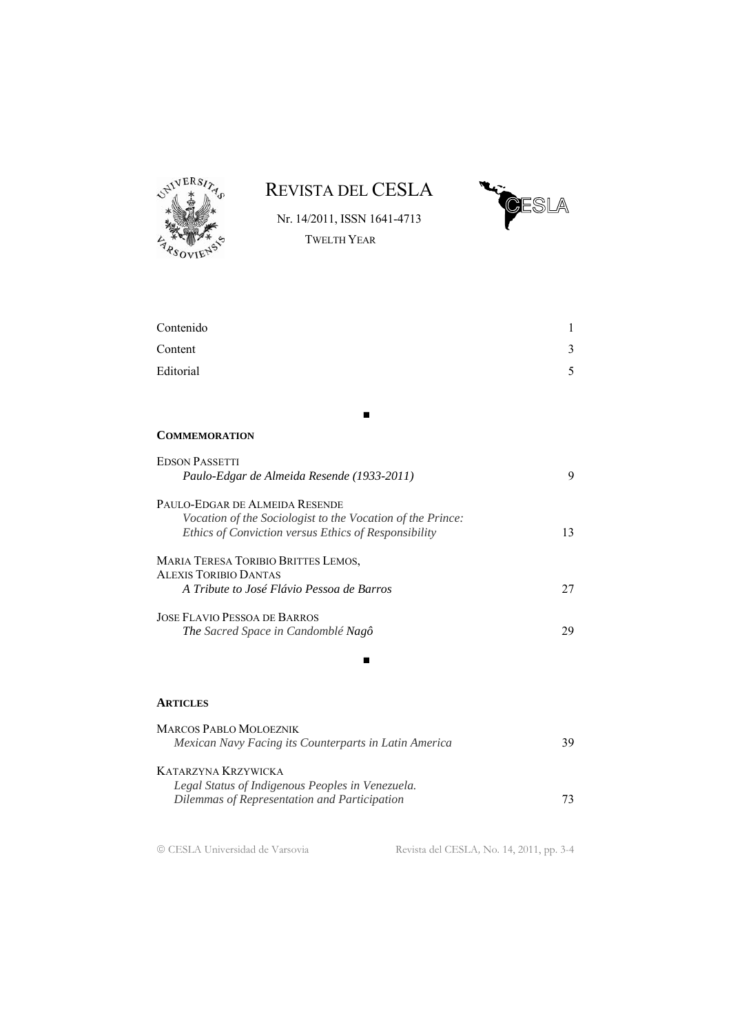# REVISTA DEL CESLA

Nr. 14/2011, ISSN 1641-4713

TWELTH YEAR

| | |
|---|---|
| Contenido | 1 |
| Content | 3 |
| Editorial | 5 |

■

## COMMEMORATION

EDSON PASSETTI
*Paulo-Edgar de Almeida Resende (1933-2011)* 9

PAULO-EDGAR DE ALMEIDA RESENDE
*Vocation of the Sociologist to the Vocation of the Prince: Ethics of Conviction versus Ethics of Responsibility* 13

MARIA TERESA TORIBIO BRITTES LEMOS,
ALEXIS TORIBIO DANTAS
*A Tribute to José Flávio Pessoa de Barros* 27

JOSE FLAVIO PESSOA DE BARROS
***The** Sacred Space in Candomblé **Nagô*** 29

■

## ARTICLES

MARCOS PABLO MOLOEZNIK
*Mexican Navy Facing its Counterparts in Latin America* 39

KATARZYNA KRZYWICKA
*Legal Status of Indigenous Peoples in Venezuela. Dilemmas of Representation and Participation* 73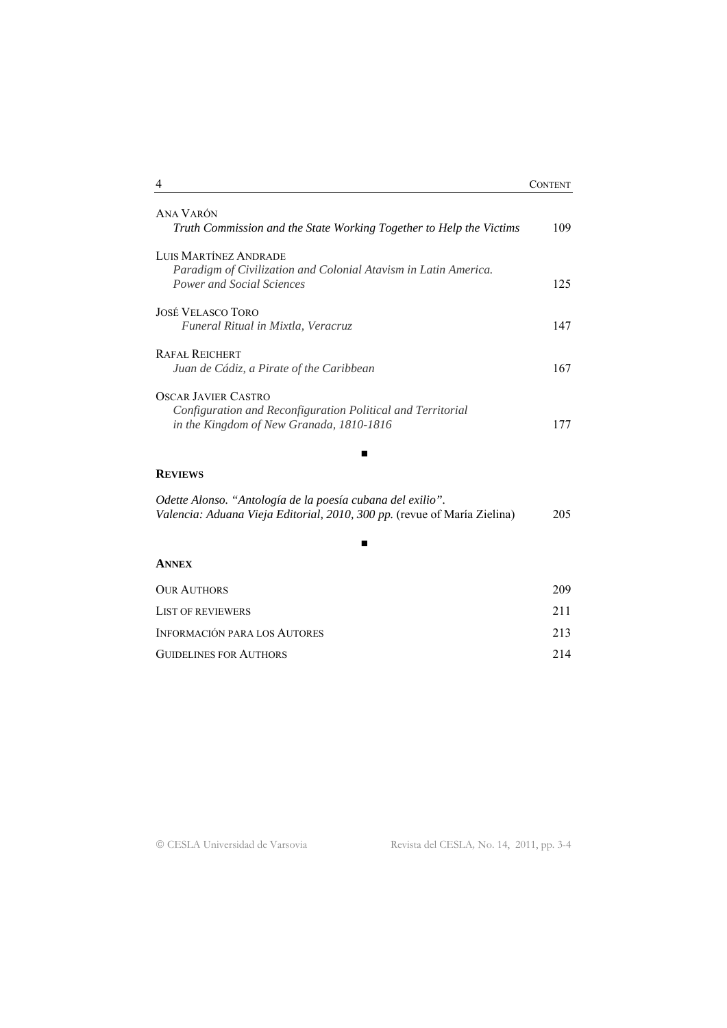ANA VARÓN
*Truth Commission and the State Working Together to Help the Victims* 109

LUIS MARTÍNEZ ANDRADE
*Paradigm of Civilization and Colonial Atavism in Latin America. Power and Social Sciences* 125

JOSÉ VELASCO TORO
*Funeral Ritual in Mixtla, Veracruz* 147

RAFAŁ REICHERT
*Juan de Cádiz, a Pirate of the Caribbean* 167

OSCAR JAVIER CASTRO
*Configuration and Reconfiguration Political and Territorial in the Kingdom of New Granada, 1810-1816* 177

■

**REVIEWS**

*Odette Alonso. "Antología de la poesía cubana del exilio". Valencia: Aduana Vieja Editorial, 2010, 300 pp.* (revue of María Zielina) 205

■

**ANNEX**

OUR AUTHORS 209

LIST OF REVIEWERS 211

INFORMACIÓN PARA LOS AUTORES 213

GUIDELINES FOR AUTHORS 214